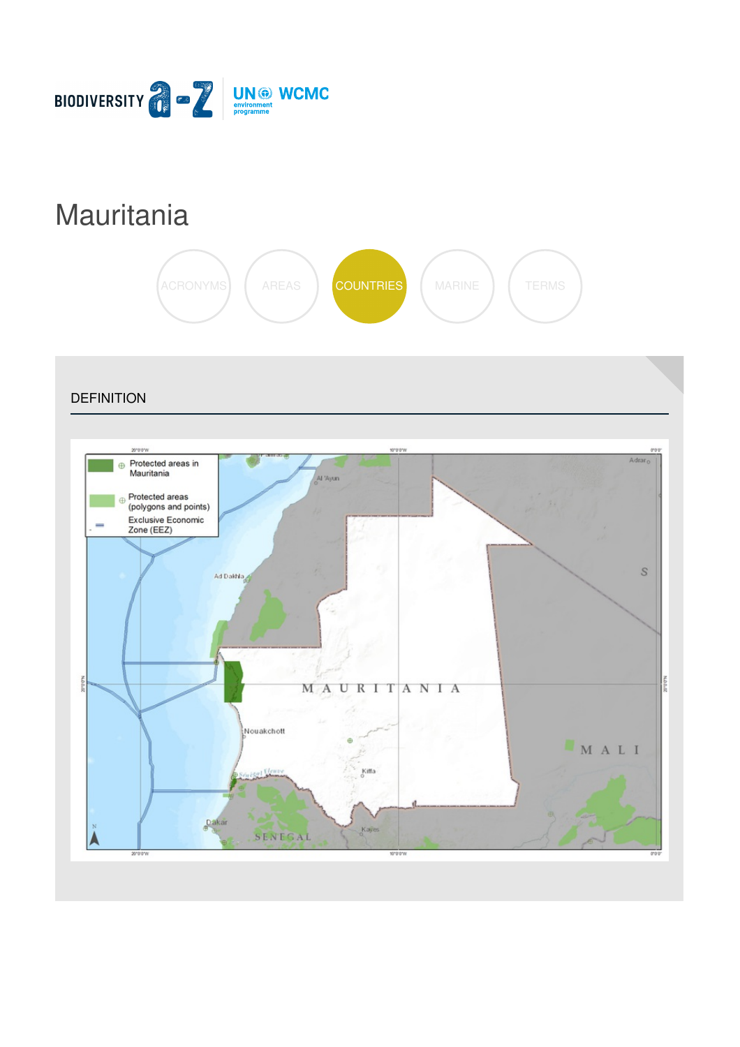BIODIVERSITY a-z | UN environment programme WCMC

# Mauritania

ACRONYMS AREAS COUNTRIES MARINE TERMS

## DEFINITION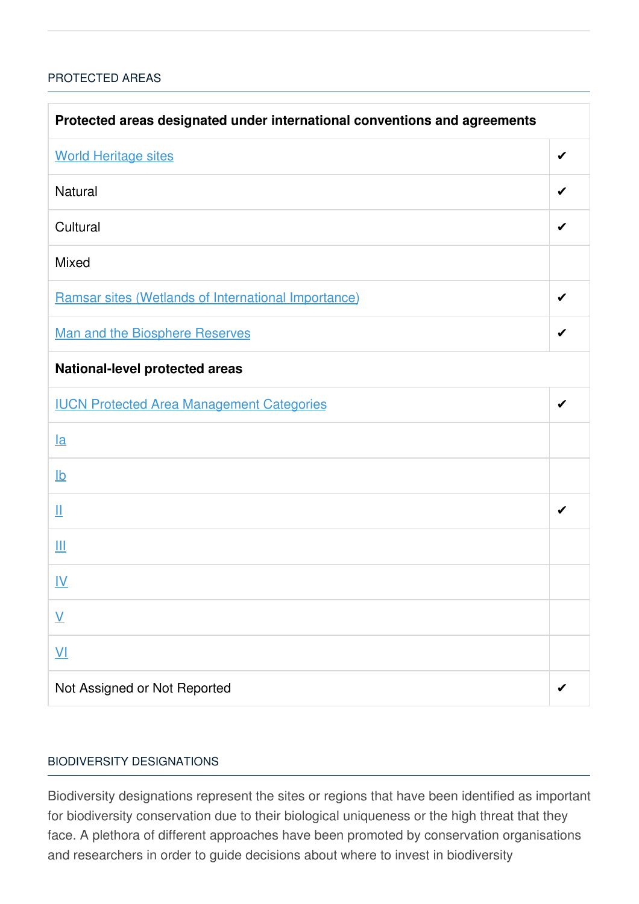## PROTECTED AREAS

| Protected areas designated under international conventions and agreements | |
|---|---|
| World Heritage sites | ✔ |
| Natural | ✔ |
| Cultural | ✔ |
| Mixed | |
| Ramsar sites (Wetlands of International Importance) | ✔ |
| Man and the Biosphere Reserves | ✔ |
| **National-level protected areas** | |
| IUCN Protected Area Management Categories | ✔ |
| Ia | |
| Ib | |
| II | ✔ |
| III | |
| IV | |
| V | |
| VI | |
| Not Assigned or Not Reported | ✔ |

## BIODIVERSITY DESIGNATIONS

Biodiversity designations represent the sites or regions that have been identified as important for biodiversity conservation due to their biological uniqueness or the high threat that they face. A plethora of different approaches have been promoted by conservation organisations and researchers in order to guide decisions about where to invest in biodiversity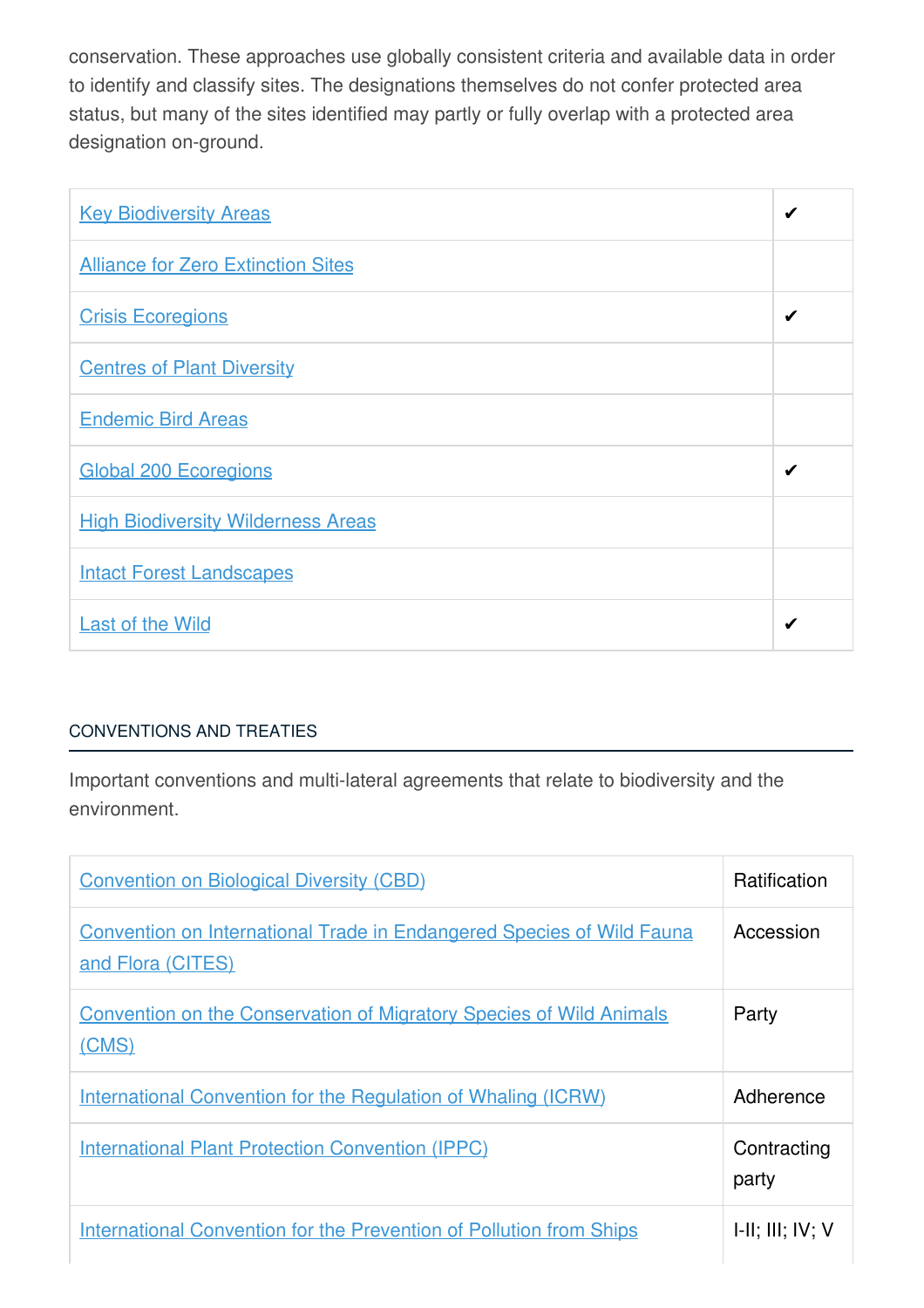conservation. These approaches use globally consistent criteria and available data in order to identify and classify sites. The designations themselves do not confer protected area status, but many of the sites identified may partly or fully overlap with a protected area designation on-ground.

| | |
|---|---|
| Key Biodiversity Areas | ✔ |
| Alliance for Zero Extinction Sites | |
| Crisis Ecoregions | ✔ |
| Centres of Plant Diversity | |
| Endemic Bird Areas | |
| Global 200 Ecoregions | ✔ |
| High Biodiversity Wilderness Areas | |
| Intact Forest Landscapes | |
| Last of the Wild | ✔ |

## CONVENTIONS AND TREATIES

Important conventions and multi-lateral agreements that relate to biodiversity and the environment.

| | |
|---|---|
| Convention on Biological Diversity (CBD) | Ratification |
| Convention on International Trade in Endangered Species of Wild Fauna and Flora (CITES) | Accession |
| Convention on the Conservation of Migratory Species of Wild Animals (CMS) | Party |
| International Convention for the Regulation of Whaling (ICRW) | Adherence |
| International Plant Protection Convention (IPPC) | Contracting party |
| International Convention for the Prevention of Pollution from Ships | I-II; III; IV; V |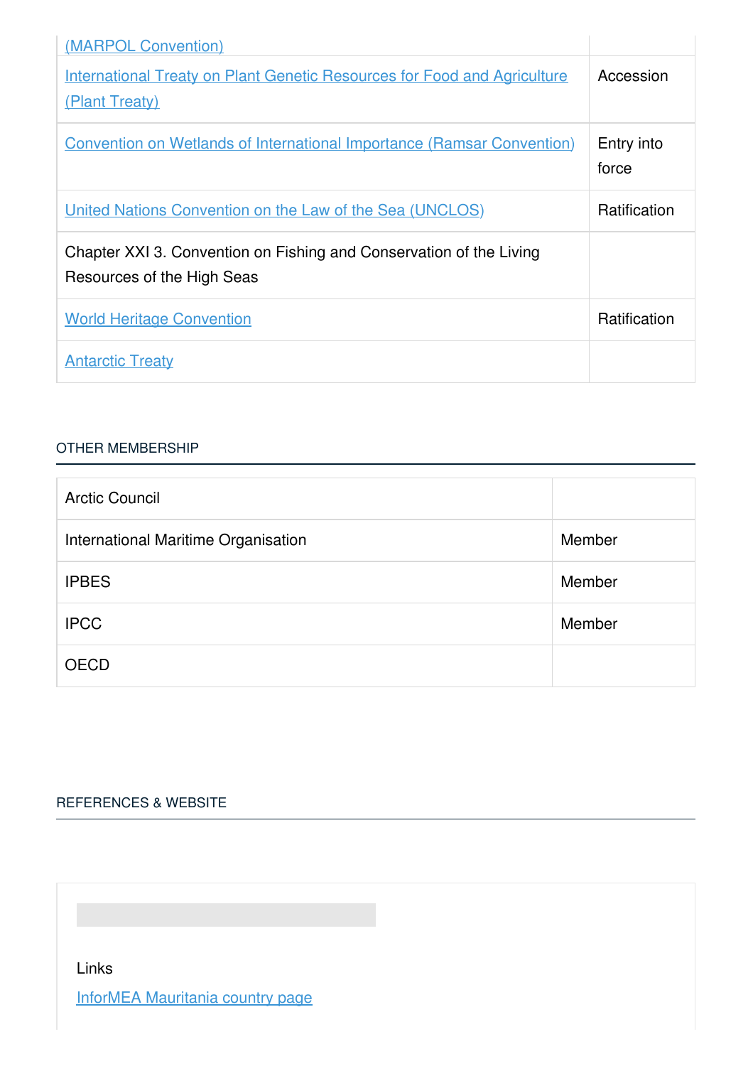| | |
|---|---|
| (MARPOL Convention) | |
| International Treaty on Plant Genetic Resources for Food and Agriculture (Plant Treaty) | Accession |
| Convention on Wetlands of International Importance (Ramsar Convention) | Entry into force |
| United Nations Convention on the Law of the Sea (UNCLOS) | Ratification |
| Chapter XXI 3. Convention on Fishing and Conservation of the Living Resources of the High Seas | |
| World Heritage Convention | Ratification |
| Antarctic Treaty | |

## OTHER MEMBERSHIP

| | |
|---|---|
| Arctic Council | |
| International Maritime Organisation | Member |
| IPBES | Member |
| IPCC | Member |
| OECD | |

## REFERENCES & WEBSITE

Links

InforMEA Mauritania country page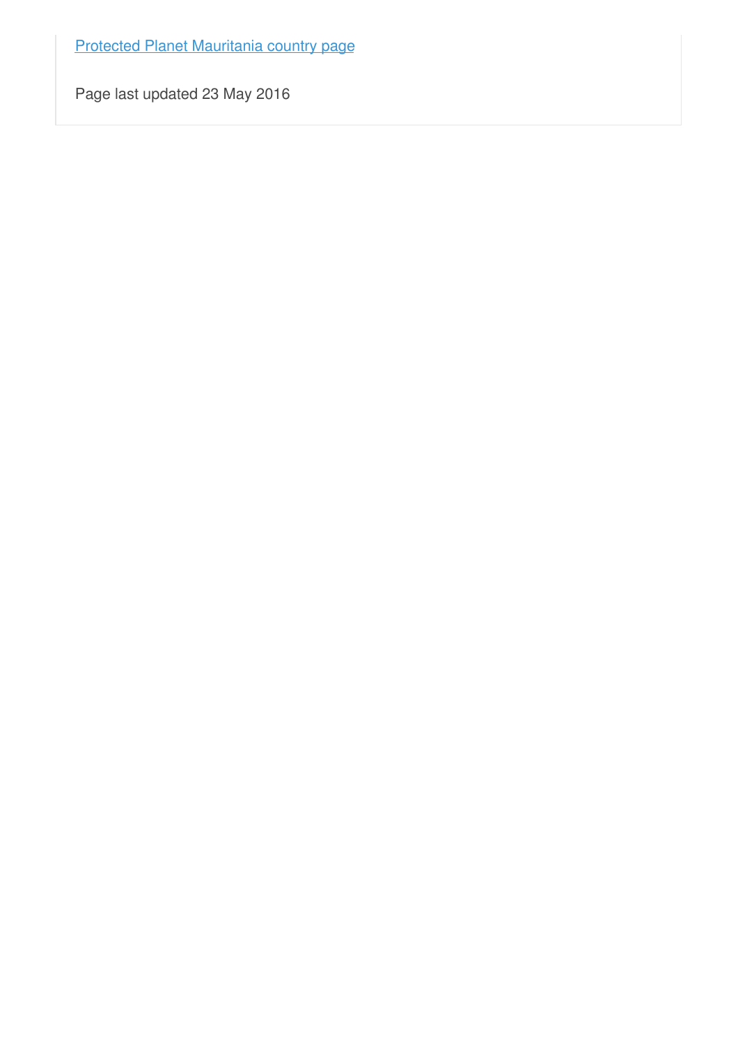Protected Planet Mauritania country page

Page last updated 23 May 2016